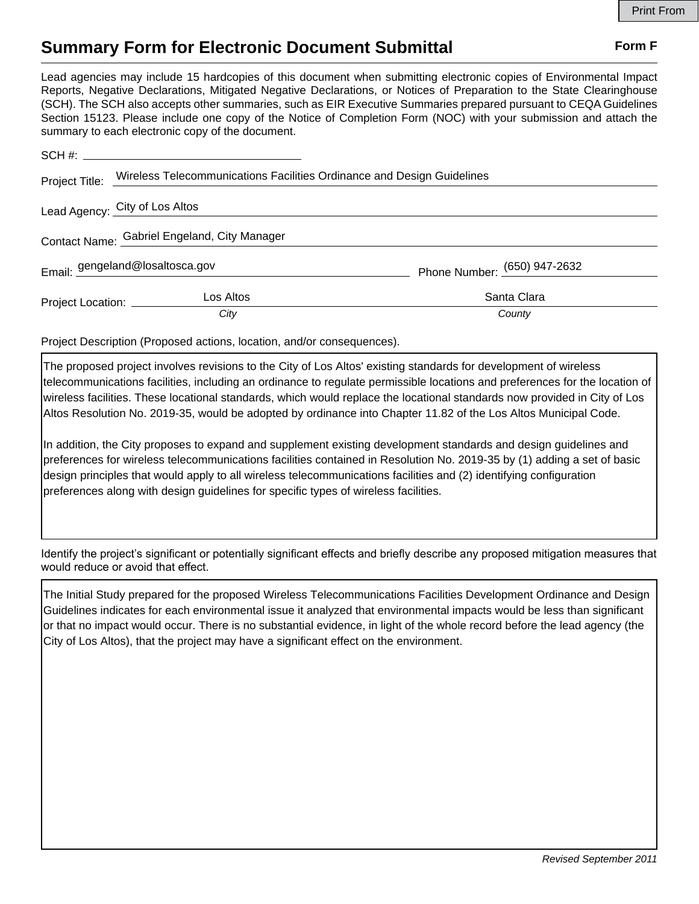# Summary Form for Electronic Document Submittal

**Form F**

Lead agencies may include 15 hardcopies of this document when submitting electronic copies of Environmental Impact Reports, Negative Declarations, Mitigated Negative Declarations, or Notices of Preparation to the State Clearinghouse (SCH). The SCH also accepts other summaries, such as EIR Executive Summaries prepared pursuant to CEQA Guidelines Section 15123. Please include one copy of the Notice of Completion Form (NOC) with your submission and attach the summary to each electronic copy of the document.

SCH #: ____________________

Project Title: Wireless Telecommunications Facilities Ordinance and Design Guidelines

Lead Agency: City of Los Altos

Contact Name: Gabriel Engeland, City Manager

Email: gengeland@losaltosca.gov

Phone Number: (650) 947-2632

Project Location: Los Altos (*City*), Santa Clara (*County*)

Project Description (Proposed actions, location, and/or consequences).

The proposed project involves revisions to the City of Los Altos' existing standards for development of wireless telecommunications facilities, including an ordinance to regulate permissible locations and preferences for the location of wireless facilities. These locational standards, which would replace the locational standards now provided in City of Los Altos Resolution No. 2019-35, would be adopted by ordinance into Chapter 11.82 of the Los Altos Municipal Code.

In addition, the City proposes to expand and supplement existing development standards and design guidelines and preferences for wireless telecommunications facilities contained in Resolution No. 2019-35 by (1) adding a set of basic design principles that would apply to all wireless telecommunications facilities and (2) identifying configuration preferences along with design guidelines for specific types of wireless facilities.

Identify the project's significant or potentially significant effects and briefly describe any proposed mitigation measures that would reduce or avoid that effect.

The Initial Study prepared for the proposed Wireless Telecommunications Facilities Development Ordinance and Design Guidelines indicates for each environmental issue it analyzed that environmental impacts would be less than significant or that no impact would occur. There is no substantial evidence, in light of the whole record before the lead agency (the City of Los Altos), that the project may have a significant effect on the environment.

*Revised September 2011*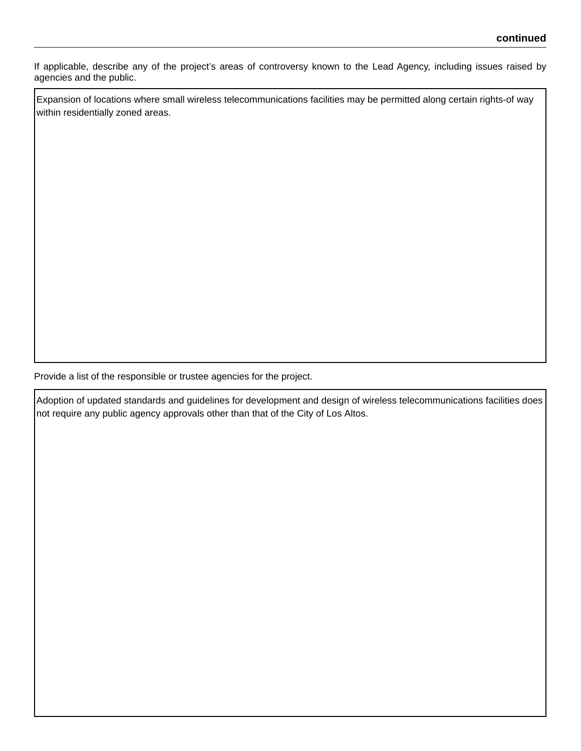**continued**

If applicable, describe any of the project's areas of controversy known to the Lead Agency, including issues raised by agencies and the public.

Expansion of locations where small wireless telecommunications facilities may be permitted along certain rights-of way within residentially zoned areas.

Provide a list of the responsible or trustee agencies for the project.

Adoption of updated standards and guidelines for development and design of wireless telecommunications facilities does not require any public agency approvals other than that of the City of Los Altos.